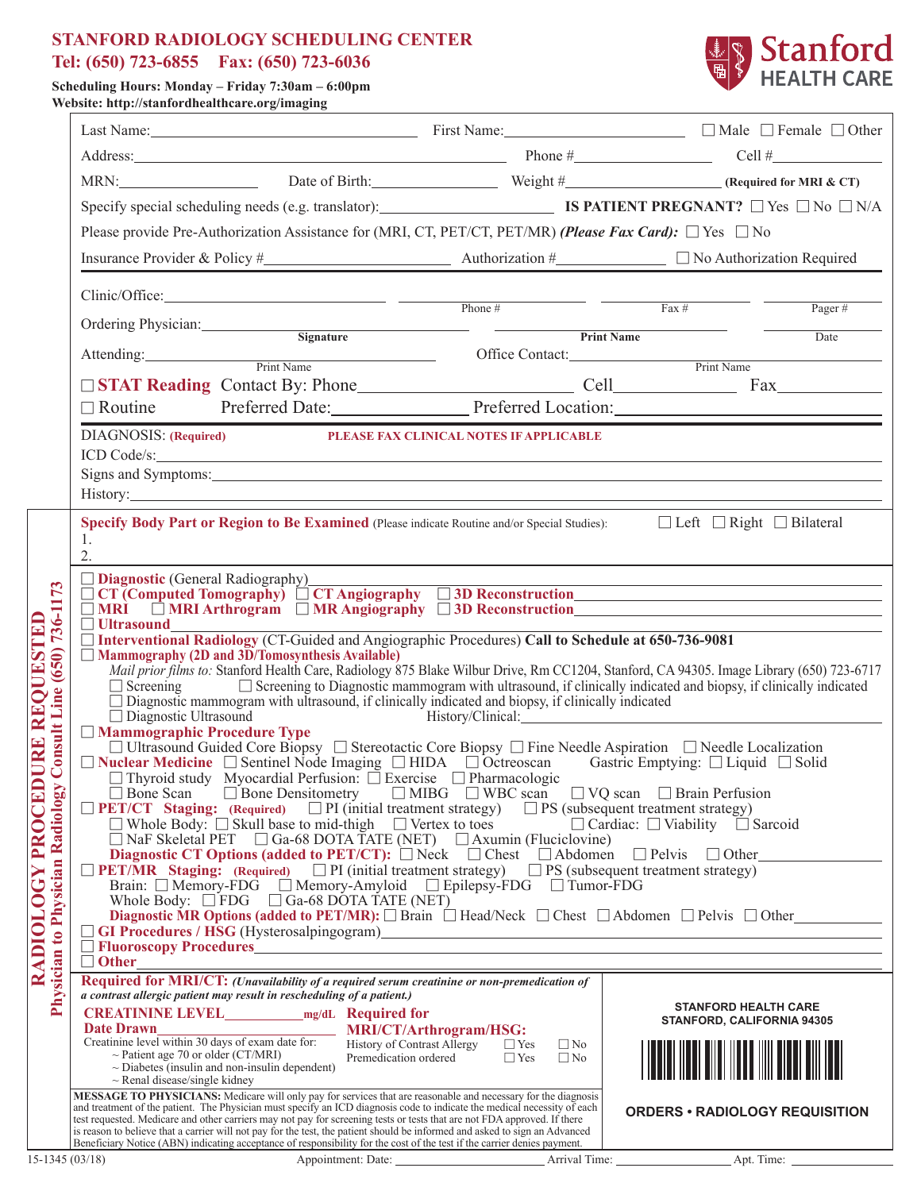# STANFORD RADIOLOGY SCHEDULING CENTER

**Tel: (650) 723-6855 Fax: (650) 723-6036**

**Scheduling Hours: Monday – Friday 7:30am – 6:00pm**
**Website: http://stanfordhealthcare.org/imaging**

Stanford HEALTH CARE

Last Name: ______ First Name: ______ ☐ Male ☐ Female ☐ Other

Address: ______ Phone # ______ Cell # ______

MRN: ______ Date of Birth: ______ Weight # ______ **(Required for MRI & CT)**

Specify special scheduling needs (e.g. translator): ______ **IS PATIENT PREGNANT?** ☐ Yes ☐ No ☐ N/A

Please provide Pre-Authorization Assistance for (MRI, CT, PET/CT, PET/MR) ***(Please Fax Card):*** ☐ Yes ☐ No

Insurance Provider & Policy # ______ Authorization # ______ ☐ No Authorization Required

Clinic/Office: ______ ______ Phone # ______ Fax # ______ Pager #

Ordering Physician: ______ **Signature** ______ **Print Name** ______ Date

Attending: ______ Print Name Office Contact: ______ Print Name

☐ **STAT Reading** Contact By: Phone ______ Cell ______ Fax ______

☐ Routine Preferred Date: ______ Preferred Location: ______

DIAGNOSIS: **(Required)** **PLEASE FAX CLINICAL NOTES IF APPLICABLE**

ICD Code/s: ______

Signs and Symptoms: ______

History: ______

## RADIOLOGY PROCEDURE REQUESTED
**Physician to Physician Radiology Consult Line (650) 736-1173**

**Specify Body Part or Region to Be Examined** (Please indicate Routine and/or Special Studies): ☐ Left ☐ Right ☐ Bilateral

1.
2.

☐ **Diagnostic** (General Radiography) ______

☐ **CT (Computed Tomography)** ☐ **CT Angiography** ☐ **3D Reconstruction** ______

☐ **MRI** ☐ **MRI Arthrogram** ☐ **MR Angiography** ☐ **3D Reconstruction** ______

☐ **Ultrasound** ______

☐ **Interventional Radiology** (CT-Guided and Angiographic Procedures) **Call to Schedule at 650-736-9081**

☐ **Mammography (2D and 3D/Tomosynthesis Available)**

*Mail prior films to:* Stanford Health Care, Radiology 875 Blake Wilbur Drive, Rm CC1204, Stanford, CA 94305. Image Library (650) 723-6717

☐ Screening ☐ Screening to Diagnostic mammogram with ultrasound, if clinically indicated and biopsy, if clinically indicated

☐ Diagnostic mammogram with ultrasound, if clinically indicated and biopsy, if clinically indicated

☐ Diagnostic Ultrasound History/Clinical: ______

☐ **Mammographic Procedure Type**

☐ Ultrasound Guided Core Biopsy ☐ Stereotactic Core Biopsy ☐ Fine Needle Aspiration ☐ Needle Localization

☐ **Nuclear Medicine** ☐ Sentinel Node Imaging ☐ HIDA ☐ Octreoscan Gastric Emptying: ☐ Liquid ☐ Solid

☐ Thyroid study Myocardial Perfusion: ☐ Exercise ☐ Pharmacologic

☐ Bone Scan ☐ Bone Densitometry ☐ MIBG ☐ WBC scan ☐ VQ scan ☐ Brain Perfusion

☐ **PET/CT Staging: (Required)** ☐ PI (initial treatment strategy) ☐ PS (subsequent treatment strategy)

☐ Whole Body: ☐ Skull base to mid-thigh ☐ Vertex to toes ☐ Cardiac: ☐ Viability ☐ Sarcoid

☐ NaF Skeletal PET ☐ Ga-68 DOTA TATE (NET) ☐ Axumin (Fluciclovine)

**Diagnostic CT Options (added to PET/CT):** ☐ Neck ☐ Chest ☐ Abdomen ☐ Pelvis ☐ Other ______

☐ **PET/MR Staging: (Required)** ☐ PI (initial treatment strategy) ☐ PS (subsequent treatment strategy)

Brain: ☐ Memory-FDG ☐ Memory-Amyloid ☐ Epilepsy-FDG ☐ Tumor-FDG

Whole Body: ☐ FDG ☐ Ga-68 DOTA TATE (NET)

**Diagnostic MR Options (added to PET/MR):** ☐ Brain ☐ Head/Neck ☐ Chest ☐ Abdomen ☐ Pelvis ☐ Other ______

☐ **GI Procedures / HSG** (Hysterosalpingogram) ______

☐ **Fluoroscopy Procedures** ______

☐ **Other** ______

**Required for MRI/CT:** ***(Unavailability of a required serum creatinine or non-premedication of a contrast allergic patient may result in rescheduling of a patient.)***

**CREATININE LEVEL** ______ **mg/dL**
**Date Drawn** ______

Creatinine level within 30 days of exam date for:
- ~ Patient age 70 or older (CT/MRI)
- ~ Diabetes (insulin and non-insulin dependent)
- ~ Renal disease/single kidney

**Required for MRI/CT/Arthrogram/HSG:**

History of Contrast Allergy ☐ Yes ☐ No
Premedication ordered ☐ Yes ☐ No

**STANFORD HEALTH CARE**
**STANFORD, CALIFORNIA 94305**

**MESSAGE TO PHYSICIANS:** Medicare will only pay for services that are reasonable and necessary for the diagnosis and treatment of the patient. The Physician must specify an ICD diagnosis code to indicate the medical necessity of each test requested. Medicare and other carriers may not pay for screening tests or tests that are not FDA approved. If there is reason to believe that a carrier will not pay for the test, the patient should be informed and asked to sign an Advanced Beneficiary Notice (ABN) indicating acceptance of responsibility for the cost of the test if the carrier denies payment.

**ORDERS • RADIOLOGY REQUISITION**

15-1345 (03/18) Appointment: Date: ______ Arrival Time: ______ Apt. Time: ______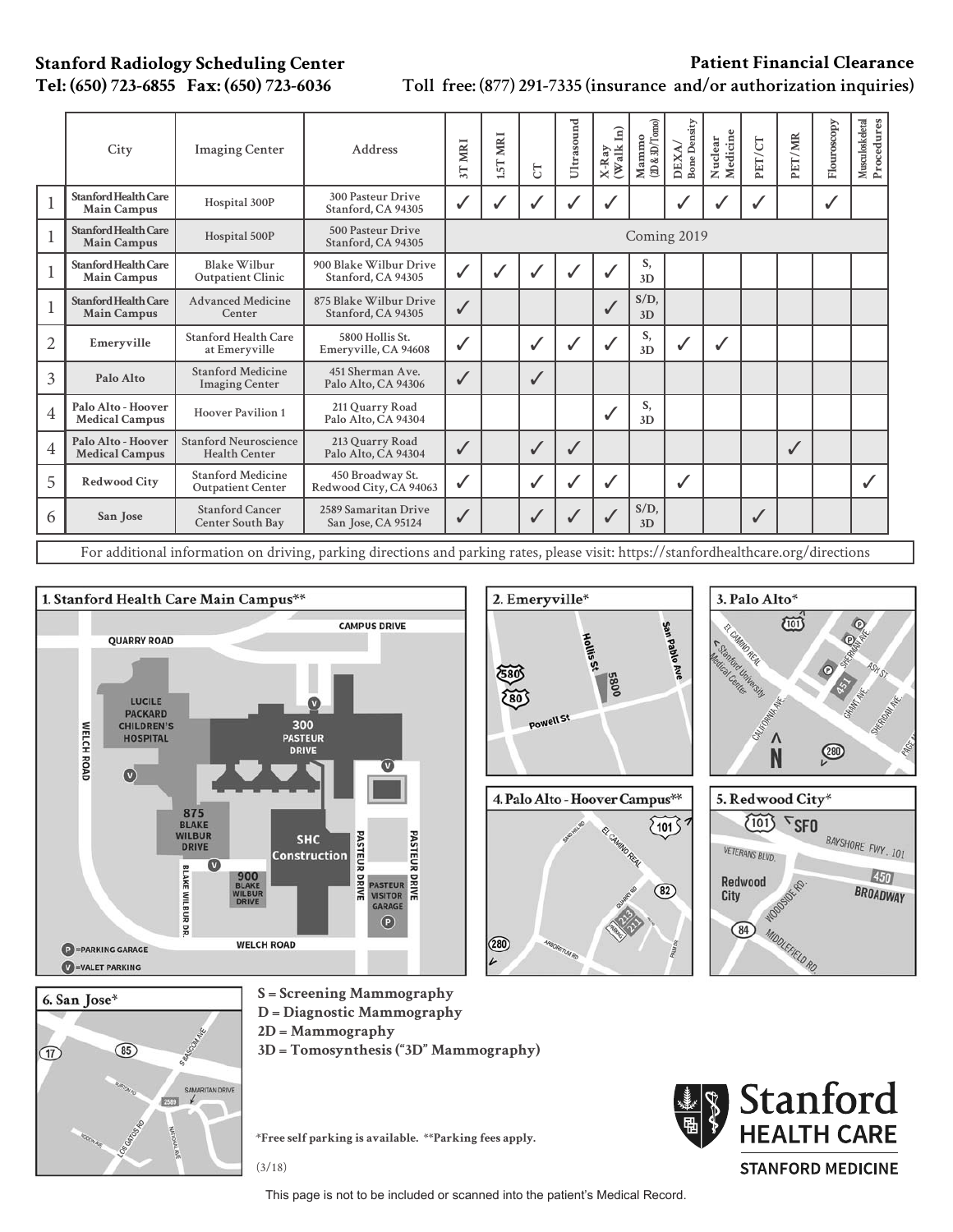**Stanford Radiology Scheduling Center**
**Tel: (650) 723-6855 Fax: (650) 723-6036**

**Patient Financial Clearance**
**Toll free: (877) 291-7335 (insurance and/or authorization inquiries)**

| | City | Imaging Center | Address | 3T MRI | 1.5T MRI | CT | Ultrasound | X-Ray (Walk In) | Mammo (2D & 3D/Tomo) | DEXA/ Bone Density | Nuclear Medicine | PET/CT | PET/MR | Flouroscopy | Musculoskeletal Procedures |
|---|---|---|---|---|---|---|---|---|---|---|---|---|---|---|---|
| 1 | Stanford Health Care Main Campus | Hospital 300P | 300 Pasteur Drive Stanford, CA 94305 | ✓ | ✓ | ✓ | ✓ | ✓ | | ✓ | ✓ | ✓ | | ✓ | |
| 1 | Stanford Health Care Main Campus | Hospital 500P | 500 Pasteur Drive Stanford, CA 94305 | Coming 2019 | | | | | | | | | | | |
| 1 | Stanford Health Care Main Campus | Blake Wilbur Outpatient Clinic | 900 Blake Wilbur Drive Stanford, CA 94305 | ✓ | ✓ | ✓ | ✓ | ✓ | S, 3D | | | | | | |
| 1 | Stanford Health Care Main Campus | Advanced Medicine Center | 875 Blake Wilbur Drive Stanford, CA 94305 | ✓ | | | | ✓ | S/D, 3D | | | | | | |
| 2 | Emeryville | Stanford Health Care at Emeryville | 5800 Hollis St. Emeryville, CA 94608 | ✓ | | ✓ | ✓ | ✓ | S, 3D | ✓ | ✓ | | | | |
| 3 | Palo Alto | Stanford Medicine Imaging Center | 451 Sherman Ave. Palo Alto, CA 94306 | ✓ | | ✓ | | | | | | | | | |
| 4 | Palo Alto - Hoover Medical Campus | Hoover Pavilion 1 | 211 Quarry Road Palo Alto, CA 94304 | | | | | ✓ | S, 3D | | | | | | |
| 4 | Palo Alto - Hoover Medical Campus | Stanford Neuroscience Health Center | 213 Quarry Road Palo Alto, CA 94304 | ✓ | | ✓ | ✓ | | | | | | ✓ | | |
| 5 | Redwood City | Stanford Medicine Outpatient Center | 450 Broadway St. Redwood City, CA 94063 | ✓ | | ✓ | ✓ | ✓ | | ✓ | | | | | ✓ |
| 6 | San Jose | Stanford Cancer Center South Bay | 2589 Samaritan Drive San Jose, CA 95124 | ✓ | | ✓ | ✓ | ✓ | S/D, 3D | | | ✓ | | | |

For additional information on driving, parking directions and parking rates, please visit: https://stanfordhealthcare.org/directions

1. Stanford Health Care Main Campus**

P = PARKING GARAGE
V = VALET PARKING

2. Emeryville*

3. Palo Alto*

4. Palo Alto - Hoover Campus**

5. Redwood City*

6. San Jose*

**S = Screening Mammography**
**D = Diagnostic Mammography**
**2D = Mammography**
**3D = Tomosynthesis ("3D" Mammography)**

*Free self parking is available. **Parking fees apply.

(3/18)

Stanford HEALTH CARE
STANFORD MEDICINE

This page is not to be included or scanned into the patient's Medical Record.